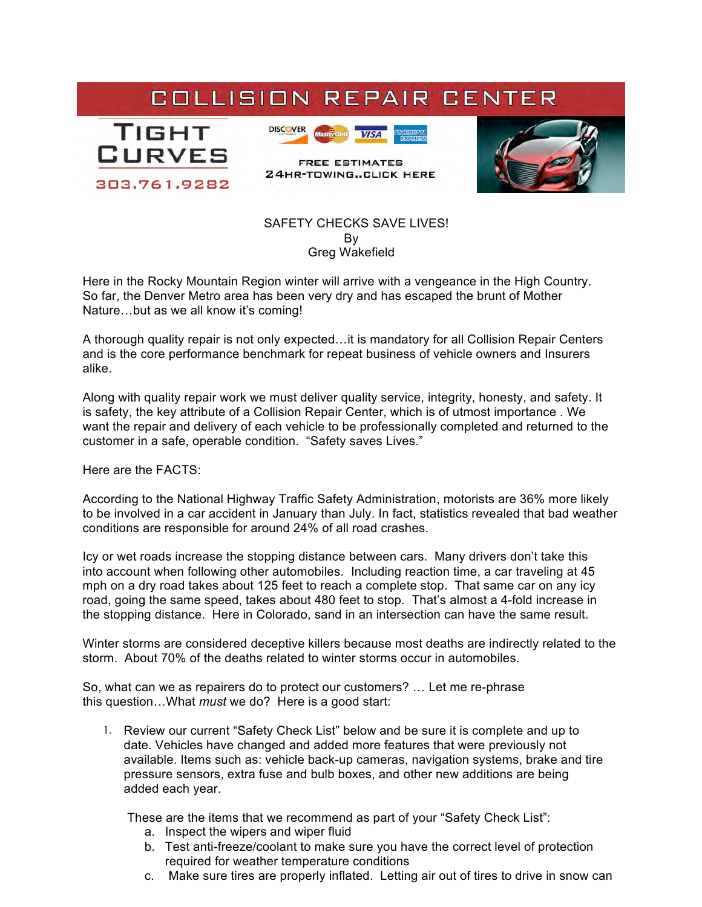COLLISION REPAIR CENTER

TIGHT CURVES

303.761.9282

FREE ESTIMATES
24HR-TOWING..CLICK HERE

SAFETY CHECKS SAVE LIVES!
By
Greg Wakefield

Here in the Rocky Mountain Region winter will arrive with a vengeance in the High Country. So far, the Denver Metro area has been very dry and has escaped the brunt of Mother Nature…but as we all know it's coming!

A thorough quality repair is not only expected…it is mandatory for all Collision Repair Centers and is the core performance benchmark for repeat business of vehicle owners and Insurers alike.

Along with quality repair work we must deliver quality service, integrity, honesty, and safety. It is safety, the key attribute of a Collision Repair Center, which is of utmost importance . We want the repair and delivery of each vehicle to be professionally completed and returned to the customer in a safe, operable condition. "Safety saves Lives."

Here are the FACTS:

According to the National Highway Traffic Safety Administration, motorists are 36% more likely to be involved in a car accident in January than July. In fact, statistics revealed that bad weather conditions are responsible for around 24% of all road crashes.

Icy or wet roads increase the stopping distance between cars. Many drivers don't take this into account when following other automobiles. Including reaction time, a car traveling at 45 mph on a dry road takes about 125 feet to reach a complete stop. That same car on any icy road, going the same speed, takes about 480 feet to stop. That's almost a 4-fold increase in the stopping distance. Here in Colorado, sand in an intersection can have the same result.

Winter storms are considered deceptive killers because most deaths are indirectly related to the storm. About 70% of the deaths related to winter storms occur in automobiles.

So, what can we as repairers do to protect our customers? … Let me re-phrase this question…What *must* we do? Here is a good start:

1. Review our current "Safety Check List" below and be sure it is complete and up to date. Vehicles have changed and added more features that were previously not available. Items such as: vehicle back-up cameras, navigation systems, brake and tire pressure sensors, extra fuse and bulb boxes, and other new additions are being added each year.

   These are the items that we recommend as part of your "Safety Check List":

   a. Inspect the wipers and wiper fluid
   b. Test anti-freeze/coolant to make sure you have the correct level of protection required for weather temperature conditions
   c. Make sure tires are properly inflated. Letting air out of tires to drive in snow can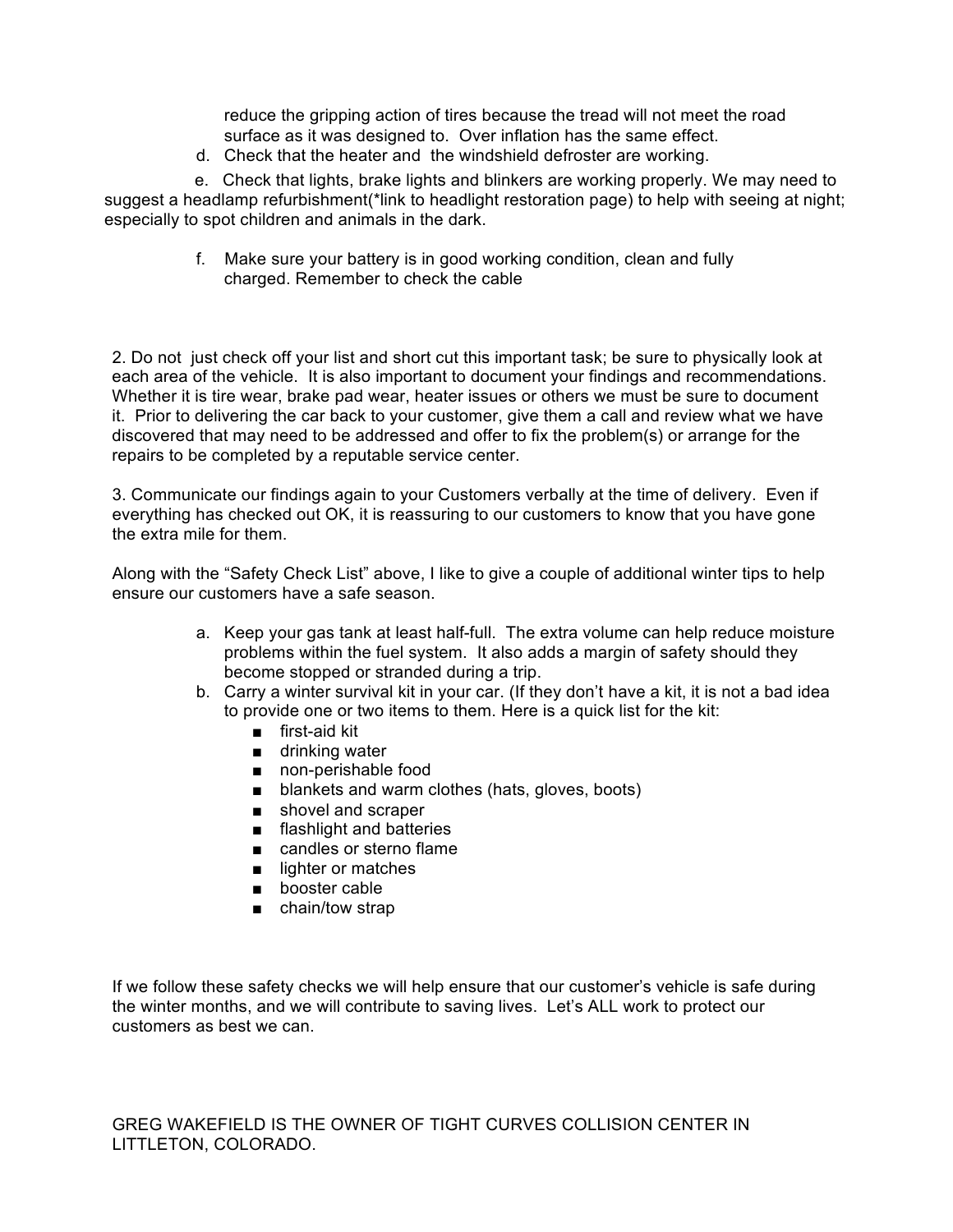reduce the gripping action of tires because the tread will not meet the road surface as it was designed to. Over inflation has the same effect.

d. Check that the heater and the windshield defroster are working.

e. Check that lights, brake lights and blinkers are working properly. We may need to suggest a headlamp refurbishment(*link to headlight restoration page) to help with seeing at night; especially to spot children and animals in the dark.

f. Make sure your battery is in good working condition, clean and fully charged. Remember to check the cable

2. Do not just check off your list and short cut this important task; be sure to physically look at each area of the vehicle. It is also important to document your findings and recommendations. Whether it is tire wear, brake pad wear, heater issues or others we must be sure to document it. Prior to delivering the car back to your customer, give them a call and review what we have discovered that may need to be addressed and offer to fix the problem(s) or arrange for the repairs to be completed by a reputable service center.

3. Communicate our findings again to your Customers verbally at the time of delivery. Even if everything has checked out OK, it is reassuring to our customers to know that you have gone the extra mile for them.

Along with the "Safety Check List" above, I like to give a couple of additional winter tips to help ensure our customers have a safe season.

a. Keep your gas tank at least half-full. The extra volume can help reduce moisture problems within the fuel system. It also adds a margin of safety should they become stopped or stranded during a trip.

b. Carry a winter survival kit in your car. (If they don't have a kit, it is not a bad idea to provide one or two items to them. Here is a quick list for the kit:
   - first-aid kit
   - drinking water
   - non-perishable food
   - blankets and warm clothes (hats, gloves, boots)
   - shovel and scraper
   - flashlight and batteries
   - candles or sterno flame
   - lighter or matches
   - booster cable
   - chain/tow strap

If we follow these safety checks we will help ensure that our customer's vehicle is safe during the winter months, and we will contribute to saving lives. Let's ALL work to protect our customers as best we can.

GREG WAKEFIELD IS THE OWNER OF TIGHT CURVES COLLISION CENTER IN LITTLETON, COLORADO.